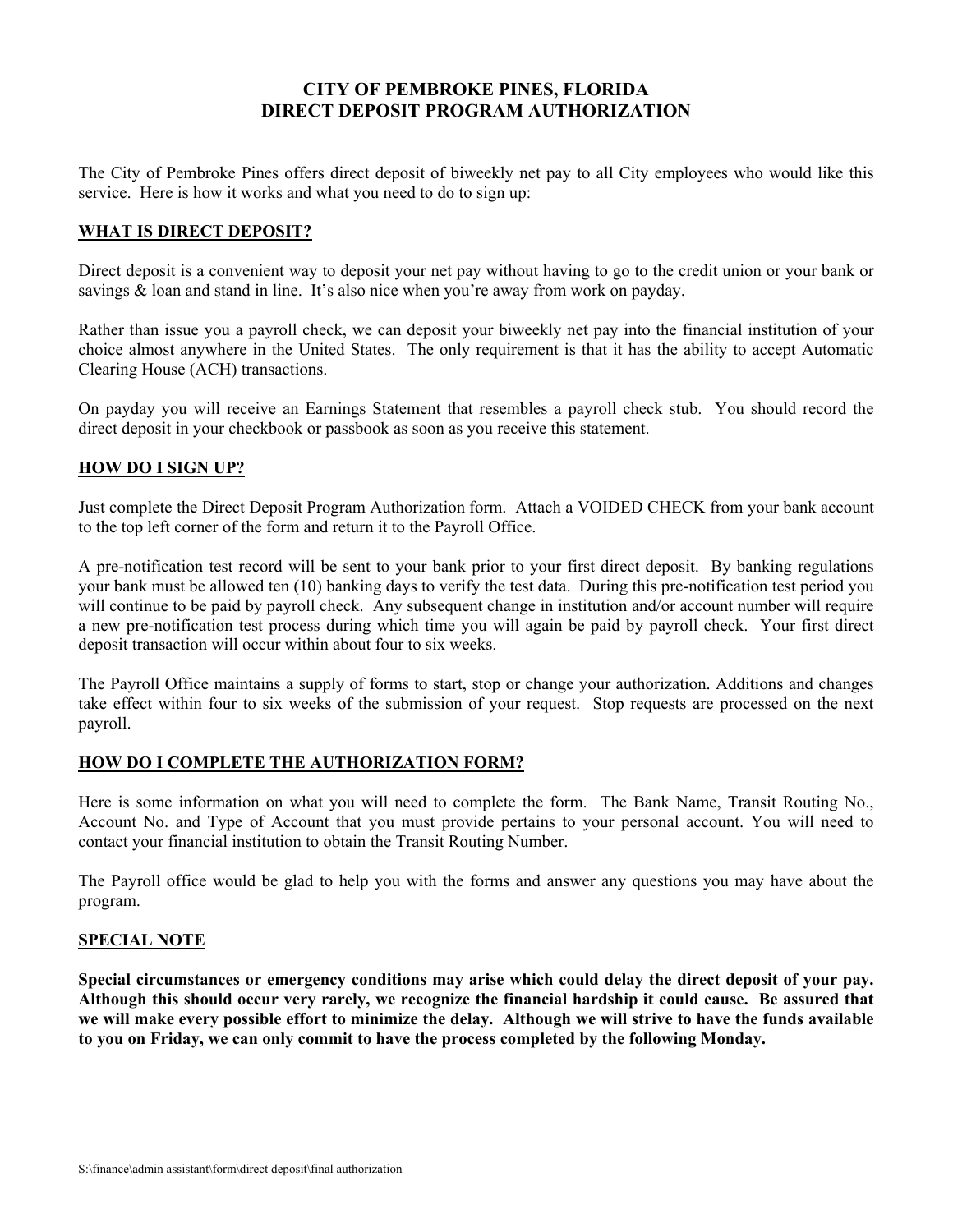# CITY OF PEMBROKE PINES, FLORIDA
# DIRECT DEPOSIT PROGRAM AUTHORIZATION

The City of Pembroke Pines offers direct deposit of biweekly net pay to all City employees who would like this service. Here is how it works and what you need to do to sign up:

## WHAT IS DIRECT DEPOSIT?

Direct deposit is a convenient way to deposit your net pay without having to go to the credit union or your bank or savings & loan and stand in line. It's also nice when you're away from work on payday.

Rather than issue you a payroll check, we can deposit your biweekly net pay into the financial institution of your choice almost anywhere in the United States. The only requirement is that it has the ability to accept Automatic Clearing House (ACH) transactions.

On payday you will receive an Earnings Statement that resembles a payroll check stub. You should record the direct deposit in your checkbook or passbook as soon as you receive this statement.

## HOW DO I SIGN UP?

Just complete the Direct Deposit Program Authorization form. Attach a VOIDED CHECK from your bank account to the top left corner of the form and return it to the Payroll Office.

A pre-notification test record will be sent to your bank prior to your first direct deposit. By banking regulations your bank must be allowed ten (10) banking days to verify the test data. During this pre-notification test period you will continue to be paid by payroll check. Any subsequent change in institution and/or account number will require a new pre-notification test process during which time you will again be paid by payroll check. Your first direct deposit transaction will occur within about four to six weeks.

The Payroll Office maintains a supply of forms to start, stop or change your authorization. Additions and changes take effect within four to six weeks of the submission of your request. Stop requests are processed on the next payroll.

## HOW DO I COMPLETE THE AUTHORIZATION FORM?

Here is some information on what you will need to complete the form. The Bank Name, Transit Routing No., Account No. and Type of Account that you must provide pertains to your personal account. You will need to contact your financial institution to obtain the Transit Routing Number.

The Payroll office would be glad to help you with the forms and answer any questions you may have about the program.

## SPECIAL NOTE

**Special circumstances or emergency conditions may arise which could delay the direct deposit of your pay. Although this should occur very rarely, we recognize the financial hardship it could cause. Be assured that we will make every possible effort to minimize the delay. Although we will strive to have the funds available to you on Friday, we can only commit to have the process completed by the following Monday.**

S:\finance\admin assistant\form\direct deposit\final authorization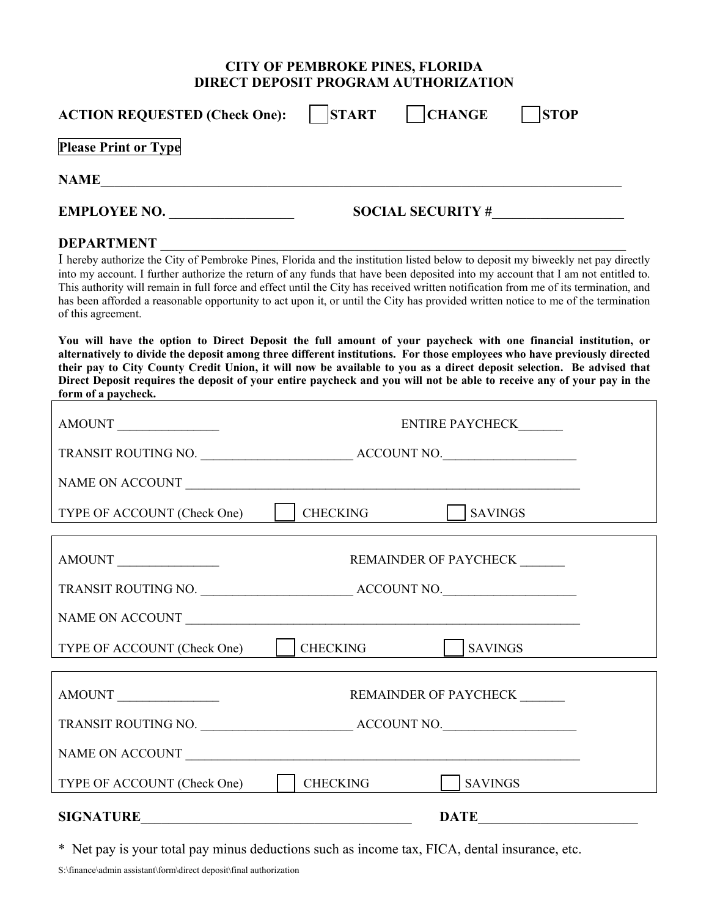# CITY OF PEMBROKE PINES, FLORIDA
## DIRECT DEPOSIT PROGRAM AUTHORIZATION

**ACTION REQUESTED (Check One):** ☐ **START** ☐ **CHANGE** ☐ **STOP**

**Please Print or Type**

**NAME**\_\_\_\_\_\_\_\_\_\_\_\_\_\_\_\_\_\_\_\_\_\_\_\_\_\_\_\_\_\_\_\_\_\_\_\_\_\_\_\_\_\_\_\_\_\_\_\_\_\_\_\_\_\_\_\_\_\_\_\_\_\_\_\_\_\_\_\_\_\_\_\_

**EMPLOYEE NO.** \_\_\_\_\_\_\_\_\_\_\_\_\_\_\_\_\_\_ **SOCIAL SECURITY #**\_\_\_\_\_\_\_\_\_\_\_\_\_\_\_\_\_\_\_

**DEPARTMENT** \_\_\_\_\_\_\_\_\_\_\_\_\_\_\_\_\_\_\_\_\_\_\_\_\_\_\_\_\_\_\_\_\_\_\_\_\_\_\_\_\_\_\_\_\_\_\_\_\_\_\_\_\_\_\_\_\_\_\_\_\_\_\_\_\_\_

I hereby authorize the City of Pembroke Pines, Florida and the institution listed below to deposit my biweekly net pay directly into my account. I further authorize the return of any funds that have been deposited into my account that I am not entitled to. This authority will remain in full force and effect until the City has received written notification from me of its termination, and has been afforded a reasonable opportunity to act upon it, or until the City has provided written notice to me of the termination of this agreement.

**You will have the option to Direct Deposit the full amount of your paycheck with one financial institution, or alternatively to divide the deposit among three different institutions. For those employees who have previously directed their pay to City County Credit Union, it will now be available to you as a direct deposit selection. Be advised that Direct Deposit requires the deposit of your entire paycheck and you will not be able to receive any of your pay in the form of a paycheck.**

---

AMOUNT \_\_\_\_\_\_\_\_\_\_\_\_\_\_\_\_ ENTIRE PAYCHECK\_\_\_\_\_\_\_

TRANSIT ROUTING NO. \_\_\_\_\_\_\_\_\_\_\_\_\_\_\_\_\_\_\_\_\_\_\_\_ ACCOUNT NO.\_\_\_\_\_\_\_\_\_\_\_\_\_\_\_\_\_\_\_\_\_

NAME ON ACCOUNT \_\_\_\_\_\_\_\_\_\_\_\_\_\_\_\_\_\_\_\_\_\_\_\_\_\_\_\_\_\_\_\_\_\_\_\_\_\_\_\_\_\_\_\_\_\_\_\_\_\_\_\_\_\_\_\_\_\_\_\_\_\_\_\_

TYPE OF ACCOUNT (Check One) ☐ CHECKING ☐ SAVINGS

---

AMOUNT \_\_\_\_\_\_\_\_\_\_\_\_\_\_\_\_ REMAINDER OF PAYCHECK \_\_\_\_\_\_\_

TRANSIT ROUTING NO. \_\_\_\_\_\_\_\_\_\_\_\_\_\_\_\_\_\_\_\_\_\_\_\_ ACCOUNT NO.\_\_\_\_\_\_\_\_\_\_\_\_\_\_\_\_\_\_\_\_\_

NAME ON ACCOUNT \_\_\_\_\_\_\_\_\_\_\_\_\_\_\_\_\_\_\_\_\_\_\_\_\_\_\_\_\_\_\_\_\_\_\_\_\_\_\_\_\_\_\_\_\_\_\_\_\_\_\_\_\_\_\_\_\_\_\_\_\_\_\_\_

TYPE OF ACCOUNT (Check One) ☐ CHECKING ☐ SAVINGS

---

AMOUNT \_\_\_\_\_\_\_\_\_\_\_\_\_\_\_\_ REMAINDER OF PAYCHECK \_\_\_\_\_\_\_

TRANSIT ROUTING NO. \_\_\_\_\_\_\_\_\_\_\_\_\_\_\_\_\_\_\_\_\_\_\_\_ ACCOUNT NO.\_\_\_\_\_\_\_\_\_\_\_\_\_\_\_\_\_\_\_\_\_

NAME ON ACCOUNT \_\_\_\_\_\_\_\_\_\_\_\_\_\_\_\_\_\_\_\_\_\_\_\_\_\_\_\_\_\_\_\_\_\_\_\_\_\_\_\_\_\_\_\_\_\_\_\_\_\_\_\_\_\_\_\_\_\_\_\_\_\_\_\_

TYPE OF ACCOUNT (Check One) ☐ CHECKING ☐ SAVINGS

---

**SIGNATURE**\_\_\_\_\_\_\_\_\_\_\_\_\_\_\_\_\_\_\_\_\_\_\_\_\_\_\_\_\_\_\_\_\_\_\_\_\_\_\_\_\_\_ **DATE**\_\_\_\_\_\_\_\_\_\_\_\_\_\_\_\_\_\_\_\_\_\_\_\_

* Net pay is your total pay minus deductions such as income tax, FICA, dental insurance, etc.

S:\finance\admin assistant\form\direct deposit\final authorization